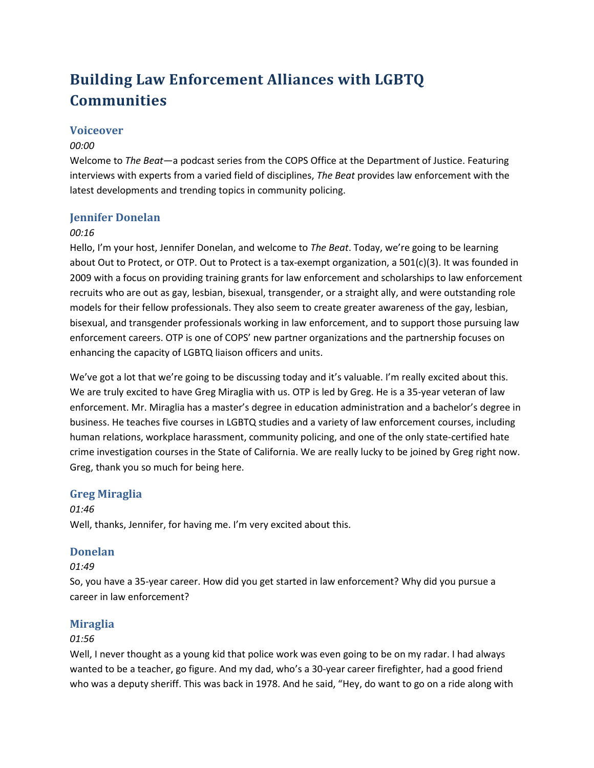# Building Law Enforcement Alliances with LGBTQ Communities

## Voiceover

*00:00*

Welcome to *The Beat*—a podcast series from the COPS Office at the Department of Justice. Featuring interviews with experts from a varied field of disciplines, *The Beat* provides law enforcement with the latest developments and trending topics in community policing.

## Jennifer Donelan

*00:16*

Hello, I'm your host, Jennifer Donelan, and welcome to *The Beat*. Today, we're going to be learning about Out to Protect, or OTP. Out to Protect is a tax-exempt organization, a 501(c)(3). It was founded in 2009 with a focus on providing training grants for law enforcement and scholarships to law enforcement recruits who are out as gay, lesbian, bisexual, transgender, or a straight ally, and were outstanding role models for their fellow professionals. They also seem to create greater awareness of the gay, lesbian, bisexual, and transgender professionals working in law enforcement, and to support those pursuing law enforcement careers. OTP is one of COPS' new partner organizations and the partnership focuses on enhancing the capacity of LGBTQ liaison officers and units.

We've got a lot that we're going to be discussing today and it's valuable. I'm really excited about this. We are truly excited to have Greg Miraglia with us. OTP is led by Greg. He is a 35-year veteran of law enforcement. Mr. Miraglia has a master's degree in education administration and a bachelor's degree in business. He teaches five courses in LGBTQ studies and a variety of law enforcement courses, including human relations, workplace harassment, community policing, and one of the only state-certified hate crime investigation courses in the State of California. We are really lucky to be joined by Greg right now. Greg, thank you so much for being here.

## Greg Miraglia

*01:46*

Well, thanks, Jennifer, for having me. I'm very excited about this.

## Donelan

*01:49*

So, you have a 35-year career. How did you get started in law enforcement? Why did you pursue a career in law enforcement?

## Miraglia

*01:56*

Well, I never thought as a young kid that police work was even going to be on my radar. I had always wanted to be a teacher, go figure. And my dad, who's a 30-year career firefighter, had a good friend who was a deputy sheriff. This was back in 1978. And he said, "Hey, do want to go on a ride along with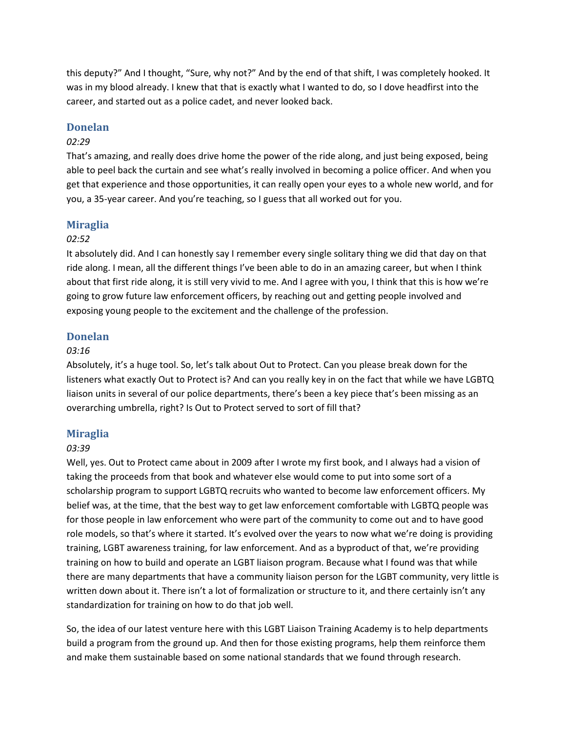this deputy?" And I thought, "Sure, why not?" And by the end of that shift, I was completely hooked. It was in my blood already. I knew that that is exactly what I wanted to do, so I dove headfirst into the career, and started out as a police cadet, and never looked back.

### Donelan

*02:29*

That's amazing, and really does drive home the power of the ride along, and just being exposed, being able to peel back the curtain and see what's really involved in becoming a police officer. And when you get that experience and those opportunities, it can really open your eyes to a whole new world, and for you, a 35-year career. And you're teaching, so I guess that all worked out for you.

### Miraglia

*02:52*

It absolutely did. And I can honestly say I remember every single solitary thing we did that day on that ride along. I mean, all the different things I've been able to do in an amazing career, but when I think about that first ride along, it is still very vivid to me. And I agree with you, I think that this is how we're going to grow future law enforcement officers, by reaching out and getting people involved and exposing young people to the excitement and the challenge of the profession.

### Donelan

*03:16*

Absolutely, it's a huge tool. So, let's talk about Out to Protect. Can you please break down for the listeners what exactly Out to Protect is? And can you really key in on the fact that while we have LGBTQ liaison units in several of our police departments, there's been a key piece that's been missing as an overarching umbrella, right? Is Out to Protect served to sort of fill that?

### Miraglia

*03:39*

Well, yes. Out to Protect came about in 2009 after I wrote my first book, and I always had a vision of taking the proceeds from that book and whatever else would come to put into some sort of a scholarship program to support LGBTQ recruits who wanted to become law enforcement officers. My belief was, at the time, that the best way to get law enforcement comfortable with LGBTQ people was for those people in law enforcement who were part of the community to come out and to have good role models, so that's where it started. It's evolved over the years to now what we're doing is providing training, LGBT awareness training, for law enforcement. And as a byproduct of that, we're providing training on how to build and operate an LGBT liaison program. Because what I found was that while there are many departments that have a community liaison person for the LGBT community, very little is written down about it. There isn't a lot of formalization or structure to it, and there certainly isn't any standardization for training on how to do that job well.

So, the idea of our latest venture here with this LGBT Liaison Training Academy is to help departments build a program from the ground up. And then for those existing programs, help them reinforce them and make them sustainable based on some national standards that we found through research.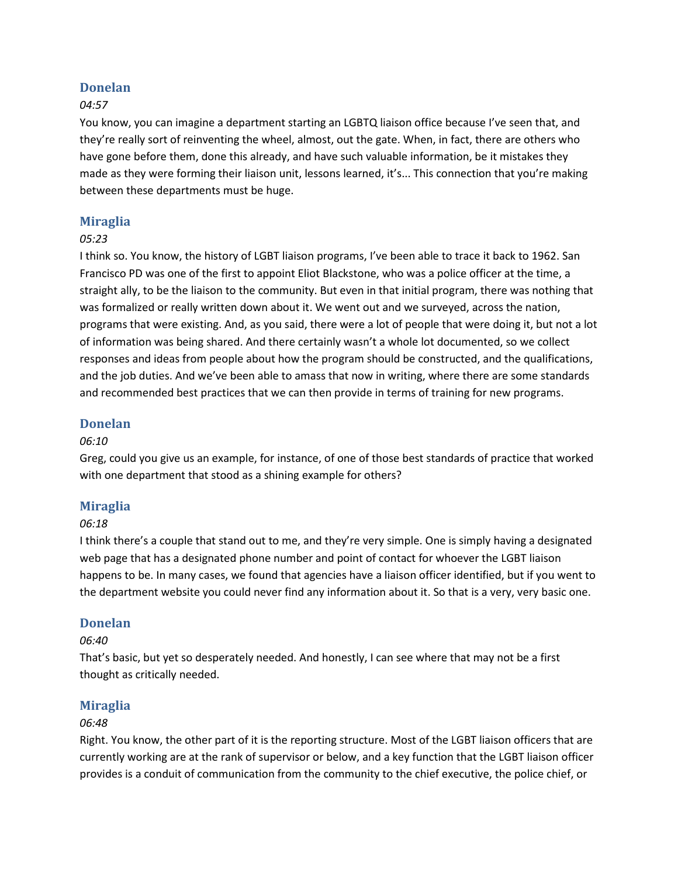### Donelan

*04:57*

You know, you can imagine a department starting an LGBTQ liaison office because I've seen that, and they're really sort of reinventing the wheel, almost, out the gate. When, in fact, there are others who have gone before them, done this already, and have such valuable information, be it mistakes they made as they were forming their liaison unit, lessons learned, it's... This connection that you're making between these departments must be huge.

### Miraglia

*05:23*

I think so. You know, the history of LGBT liaison programs, I've been able to trace it back to 1962. San Francisco PD was one of the first to appoint Eliot Blackstone, who was a police officer at the time, a straight ally, to be the liaison to the community. But even in that initial program, there was nothing that was formalized or really written down about it. We went out and we surveyed, across the nation, programs that were existing. And, as you said, there were a lot of people that were doing it, but not a lot of information was being shared. And there certainly wasn't a whole lot documented, so we collect responses and ideas from people about how the program should be constructed, and the qualifications, and the job duties. And we've been able to amass that now in writing, where there are some standards and recommended best practices that we can then provide in terms of training for new programs.

### Donelan

*06:10*

Greg, could you give us an example, for instance, of one of those best standards of practice that worked with one department that stood as a shining example for others?

### Miraglia

*06:18*

I think there's a couple that stand out to me, and they're very simple. One is simply having a designated web page that has a designated phone number and point of contact for whoever the LGBT liaison happens to be. In many cases, we found that agencies have a liaison officer identified, but if you went to the department website you could never find any information about it. So that is a very, very basic one.

### Donelan

*06:40*

That's basic, but yet so desperately needed. And honestly, I can see where that may not be a first thought as critically needed.

### Miraglia

*06:48*

Right. You know, the other part of it is the reporting structure. Most of the LGBT liaison officers that are currently working are at the rank of supervisor or below, and a key function that the LGBT liaison officer provides is a conduit of communication from the community to the chief executive, the police chief, or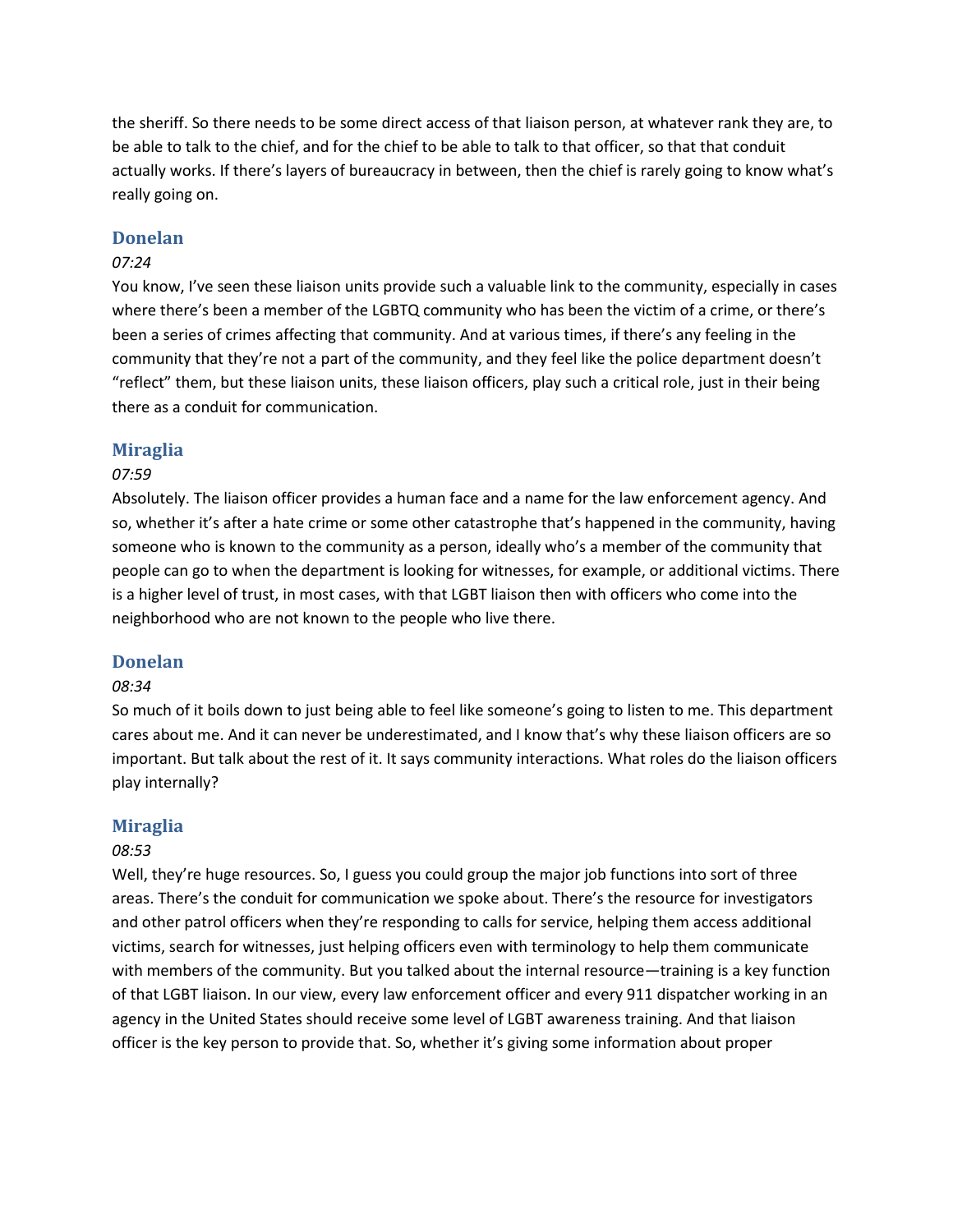the sheriff. So there needs to be some direct access of that liaison person, at whatever rank they are, to be able to talk to the chief, and for the chief to be able to talk to that officer, so that that conduit actually works. If there's layers of bureaucracy in between, then the chief is rarely going to know what's really going on.

### Donelan

*07:24*

You know, I've seen these liaison units provide such a valuable link to the community, especially in cases where there's been a member of the LGBTQ community who has been the victim of a crime, or there's been a series of crimes affecting that community. And at various times, if there's any feeling in the community that they're not a part of the community, and they feel like the police department doesn't "reflect" them, but these liaison units, these liaison officers, play such a critical role, just in their being there as a conduit for communication.

### Miraglia

*07:59*

Absolutely. The liaison officer provides a human face and a name for the law enforcement agency. And so, whether it's after a hate crime or some other catastrophe that's happened in the community, having someone who is known to the community as a person, ideally who's a member of the community that people can go to when the department is looking for witnesses, for example, or additional victims. There is a higher level of trust, in most cases, with that LGBT liaison then with officers who come into the neighborhood who are not known to the people who live there.

### Donelan

*08:34*

So much of it boils down to just being able to feel like someone's going to listen to me. This department cares about me. And it can never be underestimated, and I know that's why these liaison officers are so important. But talk about the rest of it. It says community interactions. What roles do the liaison officers play internally?

### Miraglia

*08:53*

Well, they're huge resources. So, I guess you could group the major job functions into sort of three areas. There's the conduit for communication we spoke about. There's the resource for investigators and other patrol officers when they're responding to calls for service, helping them access additional victims, search for witnesses, just helping officers even with terminology to help them communicate with members of the community. But you talked about the internal resource—training is a key function of that LGBT liaison. In our view, every law enforcement officer and every 911 dispatcher working in an agency in the United States should receive some level of LGBT awareness training. And that liaison officer is the key person to provide that. So, whether it's giving some information about proper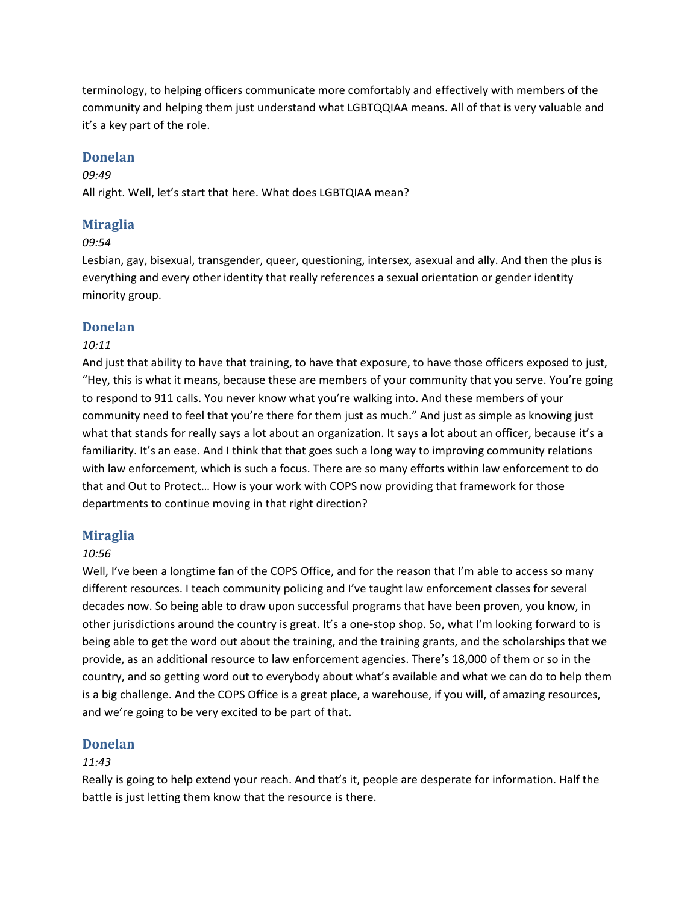terminology, to helping officers communicate more comfortably and effectively with members of the community and helping them just understand what LGBTQQIAA means. All of that is very valuable and it's a key part of the role.

### Donelan

*09:49*

All right. Well, let's start that here. What does LGBTQIAA mean?

### Miraglia

*09:54*

Lesbian, gay, bisexual, transgender, queer, questioning, intersex, asexual and ally. And then the plus is everything and every other identity that really references a sexual orientation or gender identity minority group.

### Donelan

*10:11*

And just that ability to have that training, to have that exposure, to have those officers exposed to just, "Hey, this is what it means, because these are members of your community that you serve. You're going to respond to 911 calls. You never know what you're walking into. And these members of your community need to feel that you're there for them just as much." And just as simple as knowing just what that stands for really says a lot about an organization. It says a lot about an officer, because it's a familiarity. It's an ease. And I think that that goes such a long way to improving community relations with law enforcement, which is such a focus. There are so many efforts within law enforcement to do that and Out to Protect… How is your work with COPS now providing that framework for those departments to continue moving in that right direction?

### Miraglia

*10:56*

Well, I've been a longtime fan of the COPS Office, and for the reason that I'm able to access so many different resources. I teach community policing and I've taught law enforcement classes for several decades now. So being able to draw upon successful programs that have been proven, you know, in other jurisdictions around the country is great. It's a one-stop shop. So, what I'm looking forward to is being able to get the word out about the training, and the training grants, and the scholarships that we provide, as an additional resource to law enforcement agencies. There's 18,000 of them or so in the country, and so getting word out to everybody about what's available and what we can do to help them is a big challenge. And the COPS Office is a great place, a warehouse, if you will, of amazing resources, and we're going to be very excited to be part of that.

### Donelan

*11:43*

Really is going to help extend your reach. And that's it, people are desperate for information. Half the battle is just letting them know that the resource is there.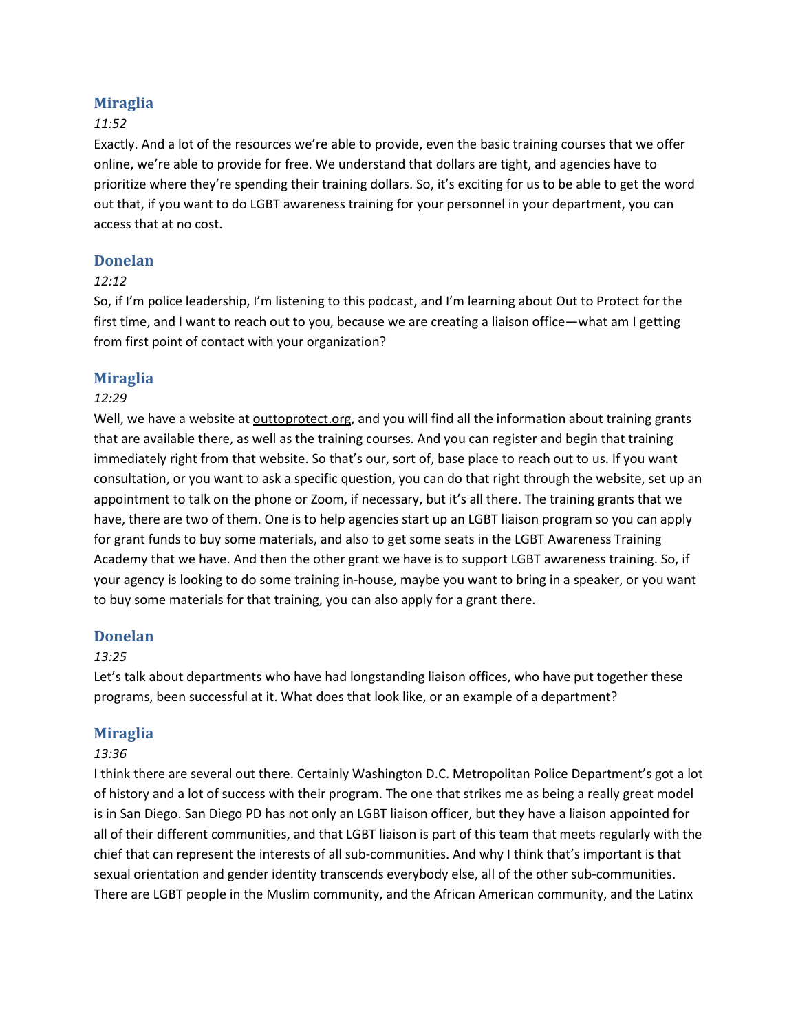### Miraglia

*11:52*

Exactly. And a lot of the resources we're able to provide, even the basic training courses that we offer online, we're able to provide for free. We understand that dollars are tight, and agencies have to prioritize where they're spending their training dollars. So, it's exciting for us to be able to get the word out that, if you want to do LGBT awareness training for your personnel in your department, you can access that at no cost.

### Donelan

*12:12*

So, if I'm police leadership, I'm listening to this podcast, and I'm learning about Out to Protect for the first time, and I want to reach out to you, because we are creating a liaison office—what am I getting from first point of contact with your organization?

### Miraglia

*12:29*

Well, we have a website at outtoprotect.org, and you will find all the information about training grants that are available there, as well as the training courses. And you can register and begin that training immediately right from that website. So that's our, sort of, base place to reach out to us. If you want consultation, or you want to ask a specific question, you can do that right through the website, set up an appointment to talk on the phone or Zoom, if necessary, but it's all there. The training grants that we have, there are two of them. One is to help agencies start up an LGBT liaison program so you can apply for grant funds to buy some materials, and also to get some seats in the LGBT Awareness Training Academy that we have. And then the other grant we have is to support LGBT awareness training. So, if your agency is looking to do some training in-house, maybe you want to bring in a speaker, or you want to buy some materials for that training, you can also apply for a grant there.

### Donelan

*13:25*

Let's talk about departments who have had longstanding liaison offices, who have put together these programs, been successful at it. What does that look like, or an example of a department?

### Miraglia

*13:36*

I think there are several out there. Certainly Washington D.C. Metropolitan Police Department's got a lot of history and a lot of success with their program. The one that strikes me as being a really great model is in San Diego. San Diego PD has not only an LGBT liaison officer, but they have a liaison appointed for all of their different communities, and that LGBT liaison is part of this team that meets regularly with the chief that can represent the interests of all sub-communities. And why I think that's important is that sexual orientation and gender identity transcends everybody else, all of the other sub-communities. There are LGBT people in the Muslim community, and the African American community, and the Latinx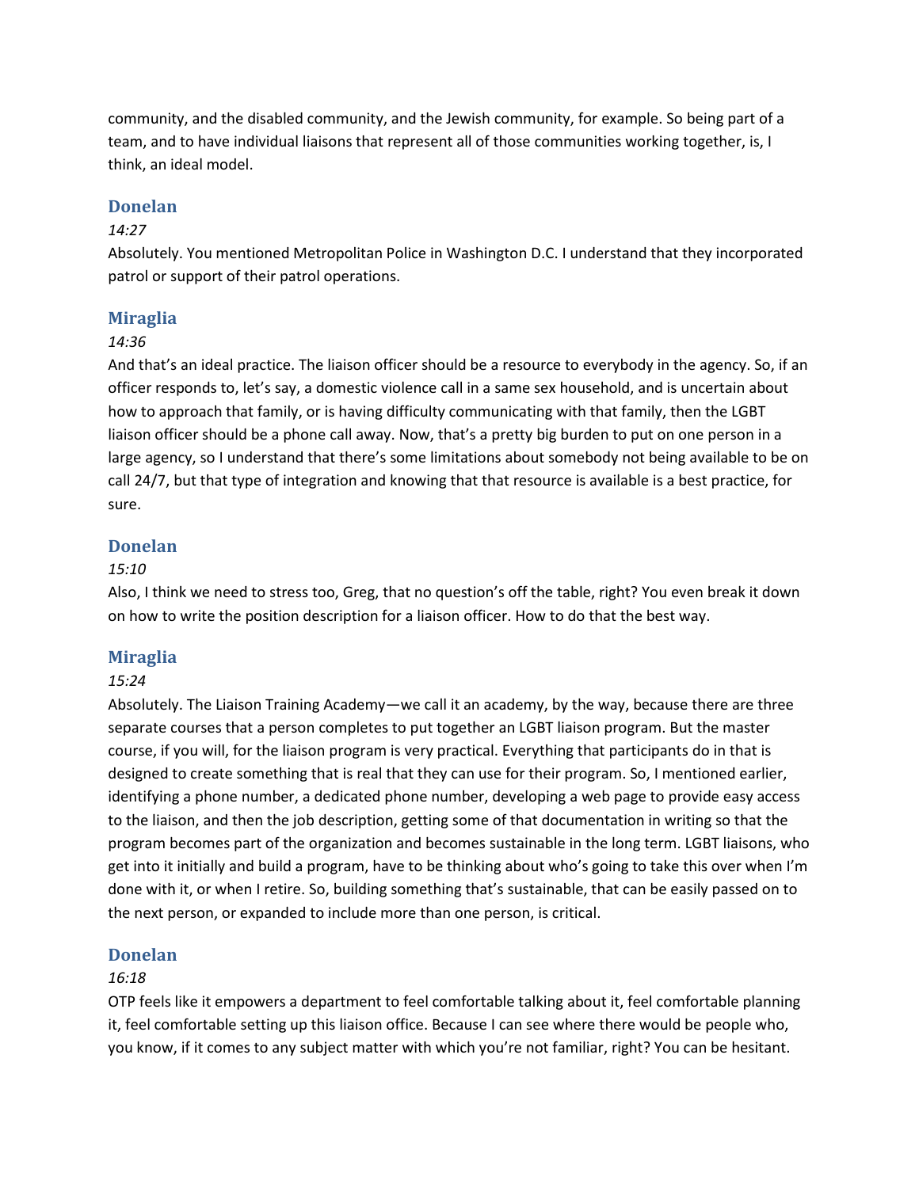community, and the disabled community, and the Jewish community, for example. So being part of a team, and to have individual liaisons that represent all of those communities working together, is, I think, an ideal model.

### Donelan

*14:27*

Absolutely. You mentioned Metropolitan Police in Washington D.C. I understand that they incorporated patrol or support of their patrol operations.

### Miraglia

*14:36*

And that's an ideal practice. The liaison officer should be a resource to everybody in the agency. So, if an officer responds to, let's say, a domestic violence call in a same sex household, and is uncertain about how to approach that family, or is having difficulty communicating with that family, then the LGBT liaison officer should be a phone call away. Now, that's a pretty big burden to put on one person in a large agency, so I understand that there's some limitations about somebody not being available to be on call 24/7, but that type of integration and knowing that that resource is available is a best practice, for sure.

### Donelan

*15:10*

Also, I think we need to stress too, Greg, that no question's off the table, right? You even break it down on how to write the position description for a liaison officer. How to do that the best way.

### Miraglia

*15:24*

Absolutely. The Liaison Training Academy—we call it an academy, by the way, because there are three separate courses that a person completes to put together an LGBT liaison program. But the master course, if you will, for the liaison program is very practical. Everything that participants do in that is designed to create something that is real that they can use for their program. So, I mentioned earlier, identifying a phone number, a dedicated phone number, developing a web page to provide easy access to the liaison, and then the job description, getting some of that documentation in writing so that the program becomes part of the organization and becomes sustainable in the long term. LGBT liaisons, who get into it initially and build a program, have to be thinking about who's going to take this over when I'm done with it, or when I retire. So, building something that's sustainable, that can be easily passed on to the next person, or expanded to include more than one person, is critical.

### Donelan

*16:18*

OTP feels like it empowers a department to feel comfortable talking about it, feel comfortable planning it, feel comfortable setting up this liaison office. Because I can see where there would be people who, you know, if it comes to any subject matter with which you're not familiar, right? You can be hesitant.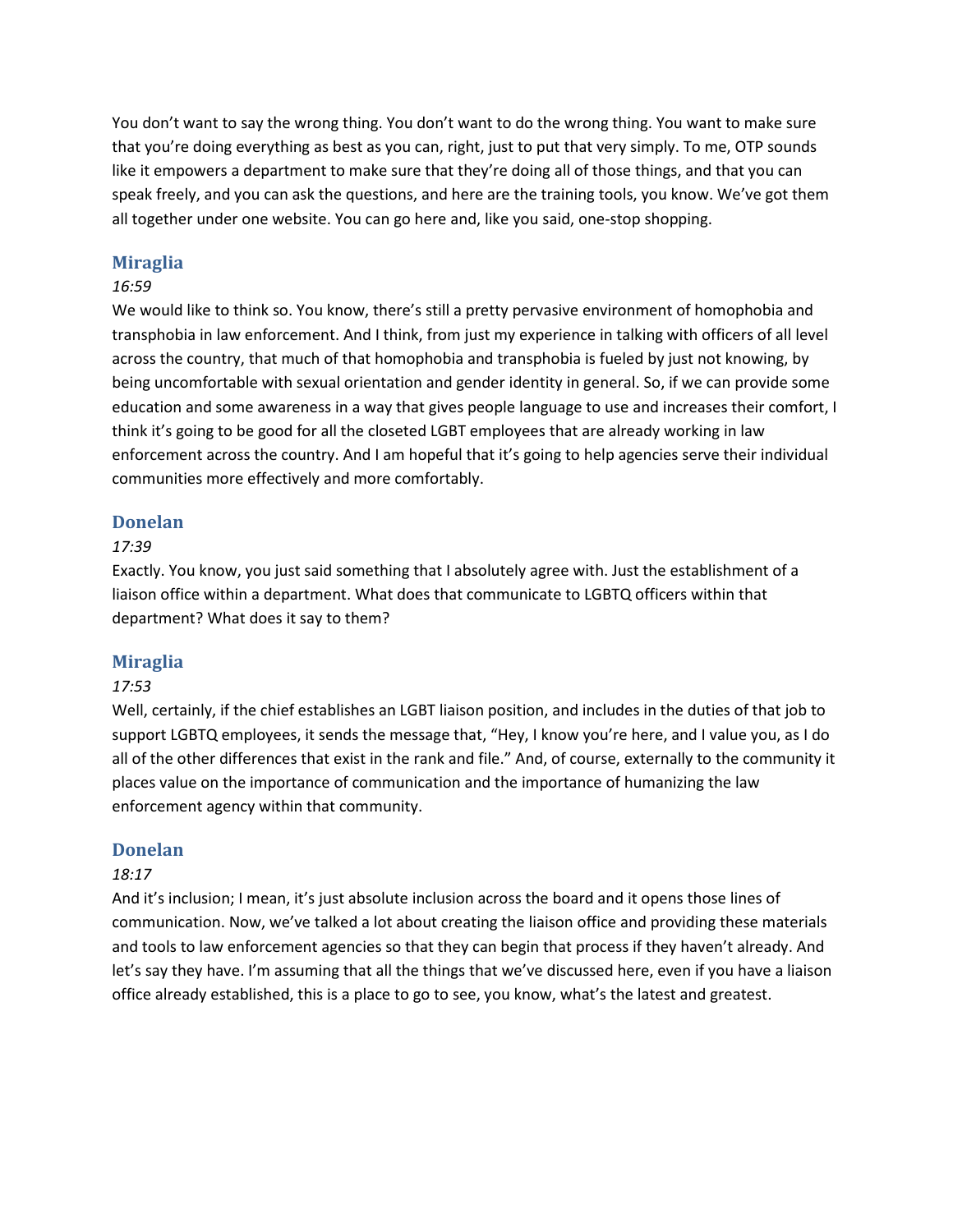You don't want to say the wrong thing. You don't want to do the wrong thing. You want to make sure that you're doing everything as best as you can, right, just to put that very simply. To me, OTP sounds like it empowers a department to make sure that they're doing all of those things, and that you can speak freely, and you can ask the questions, and here are the training tools, you know. We've got them all together under one website. You can go here and, like you said, one-stop shopping.

### Miraglia

*16:59*

We would like to think so. You know, there's still a pretty pervasive environment of homophobia and transphobia in law enforcement. And I think, from just my experience in talking with officers of all level across the country, that much of that homophobia and transphobia is fueled by just not knowing, by being uncomfortable with sexual orientation and gender identity in general. So, if we can provide some education and some awareness in a way that gives people language to use and increases their comfort, I think it's going to be good for all the closeted LGBT employees that are already working in law enforcement across the country. And I am hopeful that it's going to help agencies serve their individual communities more effectively and more comfortably.

### Donelan

*17:39*

Exactly. You know, you just said something that I absolutely agree with. Just the establishment of a liaison office within a department. What does that communicate to LGBTQ officers within that department? What does it say to them?

### Miraglia

*17:53*

Well, certainly, if the chief establishes an LGBT liaison position, and includes in the duties of that job to support LGBTQ employees, it sends the message that, "Hey, I know you're here, and I value you, as I do all of the other differences that exist in the rank and file." And, of course, externally to the community it places value on the importance of communication and the importance of humanizing the law enforcement agency within that community.

### Donelan

*18:17*

And it's inclusion; I mean, it's just absolute inclusion across the board and it opens those lines of communication. Now, we've talked a lot about creating the liaison office and providing these materials and tools to law enforcement agencies so that they can begin that process if they haven't already. And let's say they have. I'm assuming that all the things that we've discussed here, even if you have a liaison office already established, this is a place to go to see, you know, what's the latest and greatest.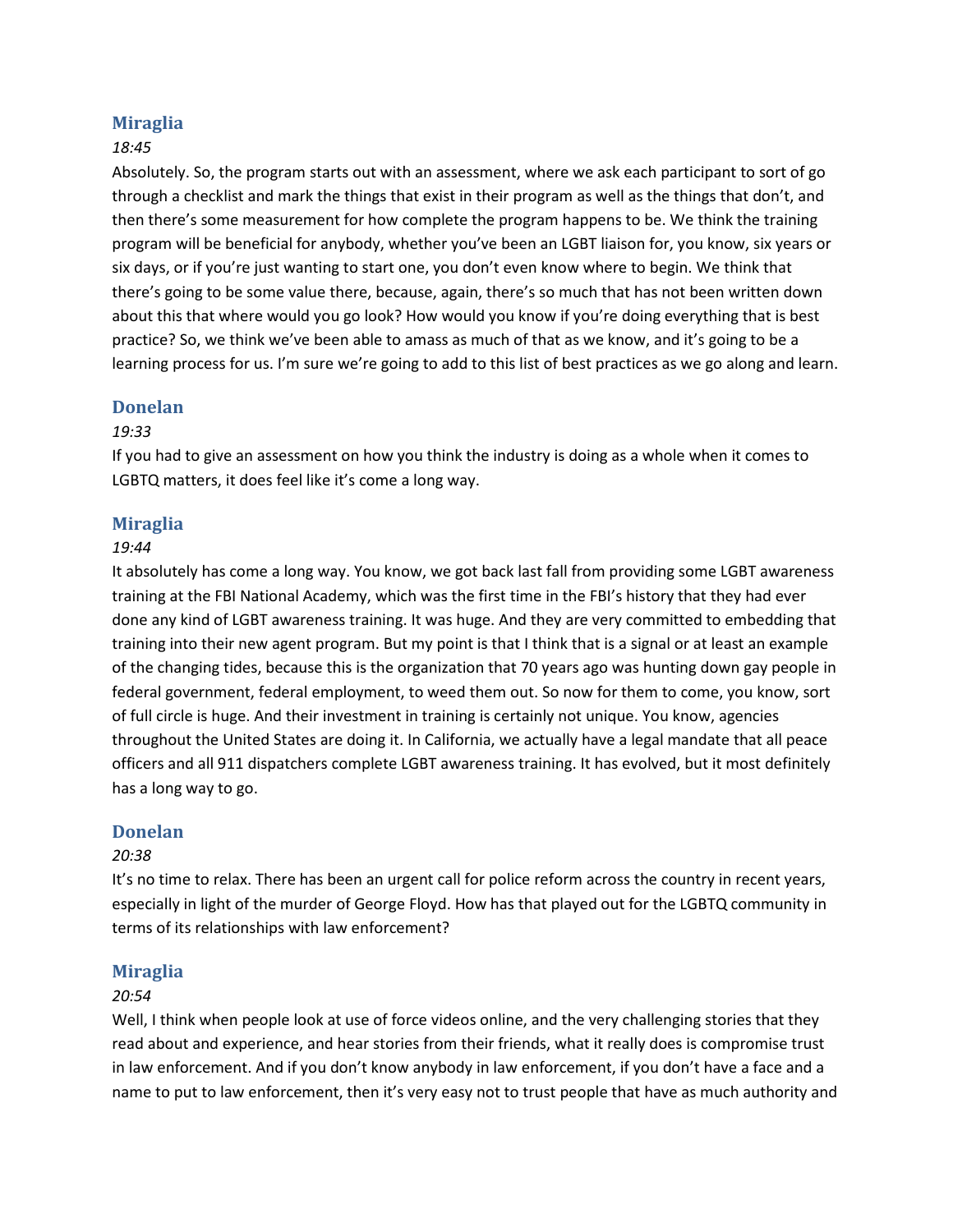## Miraglia

*18:45*

Absolutely. So, the program starts out with an assessment, where we ask each participant to sort of go through a checklist and mark the things that exist in their program as well as the things that don't, and then there's some measurement for how complete the program happens to be. We think the training program will be beneficial for anybody, whether you've been an LGBT liaison for, you know, six years or six days, or if you're just wanting to start one, you don't even know where to begin. We think that there's going to be some value there, because, again, there's so much that has not been written down about this that where would you go look? How would you know if you're doing everything that is best practice? So, we think we've been able to amass as much of that as we know, and it's going to be a learning process for us. I'm sure we're going to add to this list of best practices as we go along and learn.

## Donelan

*19:33*

If you had to give an assessment on how you think the industry is doing as a whole when it comes to LGBTQ matters, it does feel like it's come a long way.

## Miraglia

*19:44*

It absolutely has come a long way. You know, we got back last fall from providing some LGBT awareness training at the FBI National Academy, which was the first time in the FBI's history that they had ever done any kind of LGBT awareness training. It was huge. And they are very committed to embedding that training into their new agent program. But my point is that I think that is a signal or at least an example of the changing tides, because this is the organization that 70 years ago was hunting down gay people in federal government, federal employment, to weed them out. So now for them to come, you know, sort of full circle is huge. And their investment in training is certainly not unique. You know, agencies throughout the United States are doing it. In California, we actually have a legal mandate that all peace officers and all 911 dispatchers complete LGBT awareness training. It has evolved, but it most definitely has a long way to go.

## Donelan

*20:38*

It's no time to relax. There has been an urgent call for police reform across the country in recent years, especially in light of the murder of George Floyd. How has that played out for the LGBTQ community in terms of its relationships with law enforcement?

## Miraglia

*20:54*

Well, I think when people look at use of force videos online, and the very challenging stories that they read about and experience, and hear stories from their friends, what it really does is compromise trust in law enforcement. And if you don't know anybody in law enforcement, if you don't have a face and a name to put to law enforcement, then it's very easy not to trust people that have as much authority and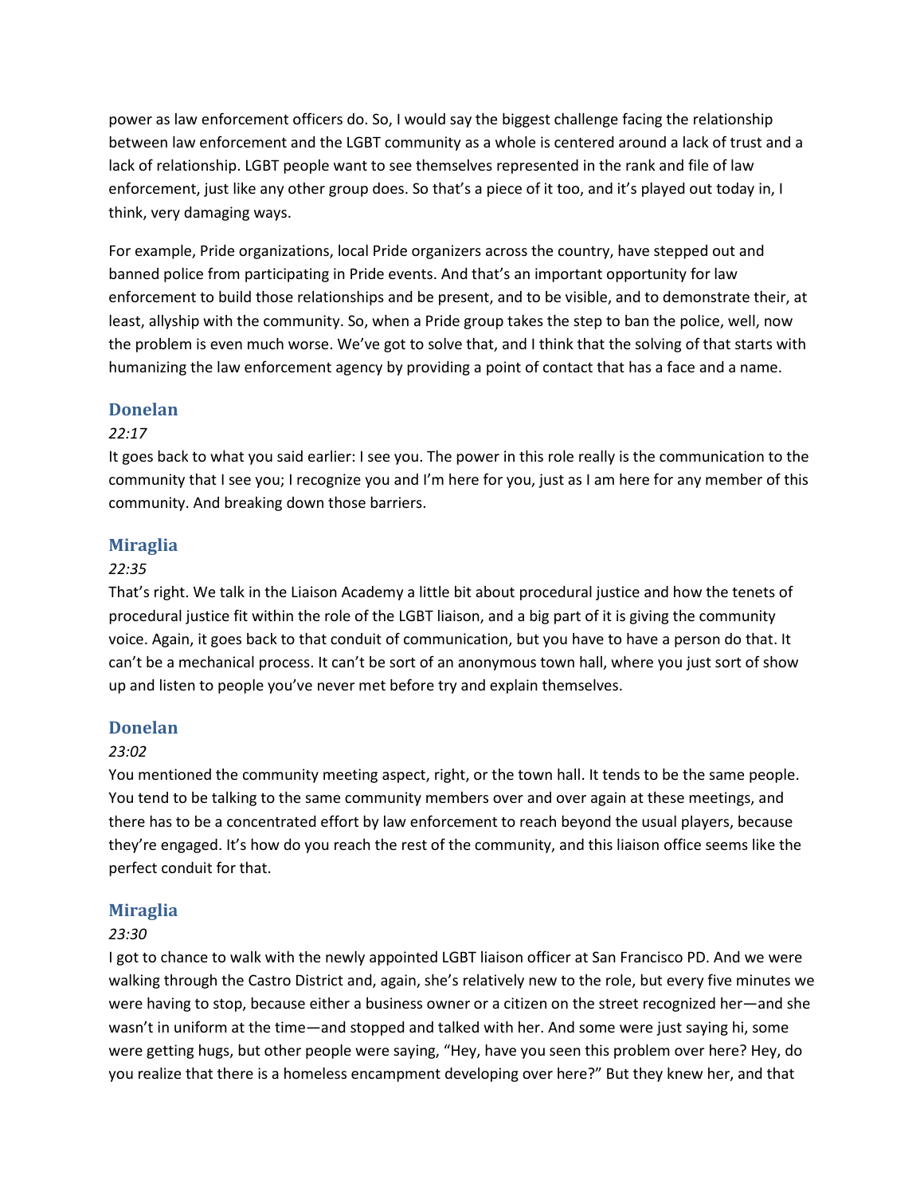power as law enforcement officers do. So, I would say the biggest challenge facing the relationship between law enforcement and the LGBT community as a whole is centered around a lack of trust and a lack of relationship. LGBT people want to see themselves represented in the rank and file of law enforcement, just like any other group does. So that's a piece of it too, and it's played out today in, I think, very damaging ways.

For example, Pride organizations, local Pride organizers across the country, have stepped out and banned police from participating in Pride events. And that's an important opportunity for law enforcement to build those relationships and be present, and to be visible, and to demonstrate their, at least, allyship with the community. So, when a Pride group takes the step to ban the police, well, now the problem is even much worse. We've got to solve that, and I think that the solving of that starts with humanizing the law enforcement agency by providing a point of contact that has a face and a name.

### Donelan

*22:17*

It goes back to what you said earlier: I see you. The power in this role really is the communication to the community that I see you; I recognize you and I'm here for you, just as I am here for any member of this community. And breaking down those barriers.

### Miraglia

*22:35*

That's right. We talk in the Liaison Academy a little bit about procedural justice and how the tenets of procedural justice fit within the role of the LGBT liaison, and a big part of it is giving the community voice. Again, it goes back to that conduit of communication, but you have to have a person do that. It can't be a mechanical process. It can't be sort of an anonymous town hall, where you just sort of show up and listen to people you've never met before try and explain themselves.

### Donelan

*23:02*

You mentioned the community meeting aspect, right, or the town hall. It tends to be the same people. You tend to be talking to the same community members over and over again at these meetings, and there has to be a concentrated effort by law enforcement to reach beyond the usual players, because they're engaged. It's how do you reach the rest of the community, and this liaison office seems like the perfect conduit for that.

### Miraglia

*23:30*

I got to chance to walk with the newly appointed LGBT liaison officer at San Francisco PD. And we were walking through the Castro District and, again, she's relatively new to the role, but every five minutes we were having to stop, because either a business owner or a citizen on the street recognized her—and she wasn't in uniform at the time—and stopped and talked with her. And some were just saying hi, some were getting hugs, but other people were saying, "Hey, have you seen this problem over here? Hey, do you realize that there is a homeless encampment developing over here?" But they knew her, and that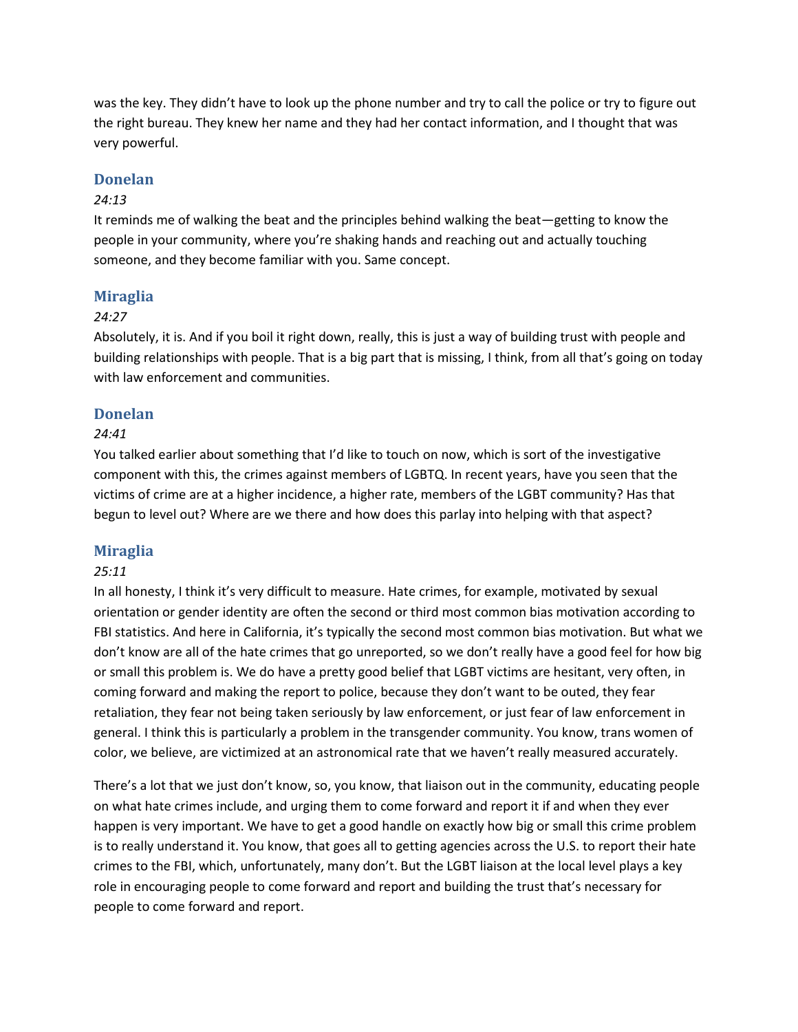was the key. They didn't have to look up the phone number and try to call the police or try to figure out the right bureau. They knew her name and they had her contact information, and I thought that was very powerful.

### Donelan

*24:13*

It reminds me of walking the beat and the principles behind walking the beat—getting to know the people in your community, where you're shaking hands and reaching out and actually touching someone, and they become familiar with you. Same concept.

### Miraglia

*24:27*

Absolutely, it is. And if you boil it right down, really, this is just a way of building trust with people and building relationships with people. That is a big part that is missing, I think, from all that's going on today with law enforcement and communities.

### Donelan

*24:41*

You talked earlier about something that I'd like to touch on now, which is sort of the investigative component with this, the crimes against members of LGBTQ. In recent years, have you seen that the victims of crime are at a higher incidence, a higher rate, members of the LGBT community? Has that begun to level out? Where are we there and how does this parlay into helping with that aspect?

### Miraglia

*25:11*

In all honesty, I think it's very difficult to measure. Hate crimes, for example, motivated by sexual orientation or gender identity are often the second or third most common bias motivation according to FBI statistics. And here in California, it's typically the second most common bias motivation. But what we don't know are all of the hate crimes that go unreported, so we don't really have a good feel for how big or small this problem is. We do have a pretty good belief that LGBT victims are hesitant, very often, in coming forward and making the report to police, because they don't want to be outed, they fear retaliation, they fear not being taken seriously by law enforcement, or just fear of law enforcement in general. I think this is particularly a problem in the transgender community. You know, trans women of color, we believe, are victimized at an astronomical rate that we haven't really measured accurately.

There's a lot that we just don't know, so, you know, that liaison out in the community, educating people on what hate crimes include, and urging them to come forward and report it if and when they ever happen is very important. We have to get a good handle on exactly how big or small this crime problem is to really understand it. You know, that goes all to getting agencies across the U.S. to report their hate crimes to the FBI, which, unfortunately, many don't. But the LGBT liaison at the local level plays a key role in encouraging people to come forward and report and building the trust that's necessary for people to come forward and report.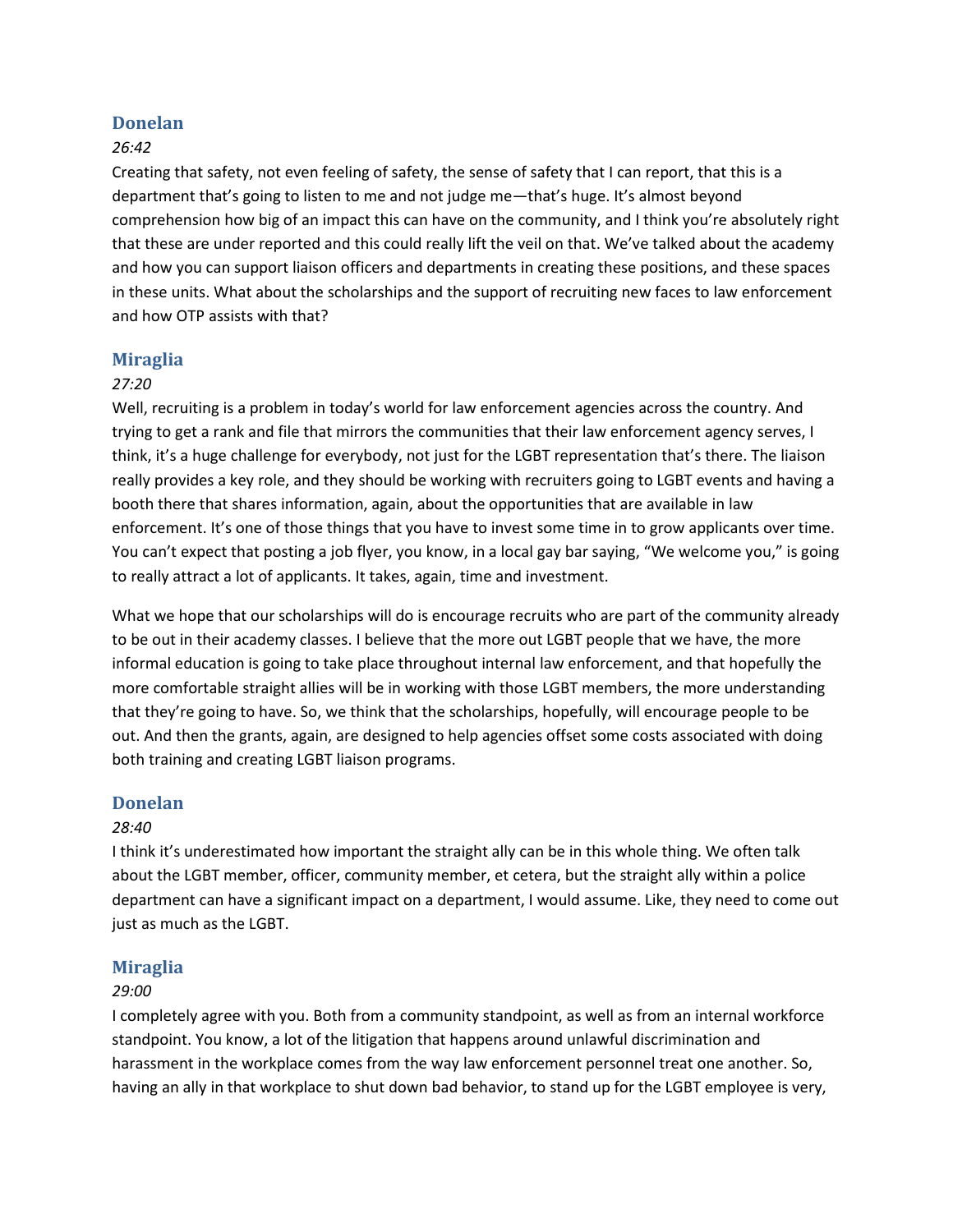### Donelan

*26:42*

Creating that safety, not even feeling of safety, the sense of safety that I can report, that this is a department that's going to listen to me and not judge me—that's huge. It's almost beyond comprehension how big of an impact this can have on the community, and I think you're absolutely right that these are under reported and this could really lift the veil on that. We've talked about the academy and how you can support liaison officers and departments in creating these positions, and these spaces in these units. What about the scholarships and the support of recruiting new faces to law enforcement and how OTP assists with that?

### Miraglia

*27:20*

Well, recruiting is a problem in today's world for law enforcement agencies across the country. And trying to get a rank and file that mirrors the communities that their law enforcement agency serves, I think, it's a huge challenge for everybody, not just for the LGBT representation that's there. The liaison really provides a key role, and they should be working with recruiters going to LGBT events and having a booth there that shares information, again, about the opportunities that are available in law enforcement. It's one of those things that you have to invest some time in to grow applicants over time. You can't expect that posting a job flyer, you know, in a local gay bar saying, "We welcome you," is going to really attract a lot of applicants. It takes, again, time and investment.

What we hope that our scholarships will do is encourage recruits who are part of the community already to be out in their academy classes. I believe that the more out LGBT people that we have, the more informal education is going to take place throughout internal law enforcement, and that hopefully the more comfortable straight allies will be in working with those LGBT members, the more understanding that they're going to have. So, we think that the scholarships, hopefully, will encourage people to be out. And then the grants, again, are designed to help agencies offset some costs associated with doing both training and creating LGBT liaison programs.

### Donelan

*28:40*

I think it's underestimated how important the straight ally can be in this whole thing. We often talk about the LGBT member, officer, community member, et cetera, but the straight ally within a police department can have a significant impact on a department, I would assume. Like, they need to come out just as much as the LGBT.

### Miraglia

*29:00*

I completely agree with you. Both from a community standpoint, as well as from an internal workforce standpoint. You know, a lot of the litigation that happens around unlawful discrimination and harassment in the workplace comes from the way law enforcement personnel treat one another. So, having an ally in that workplace to shut down bad behavior, to stand up for the LGBT employee is very,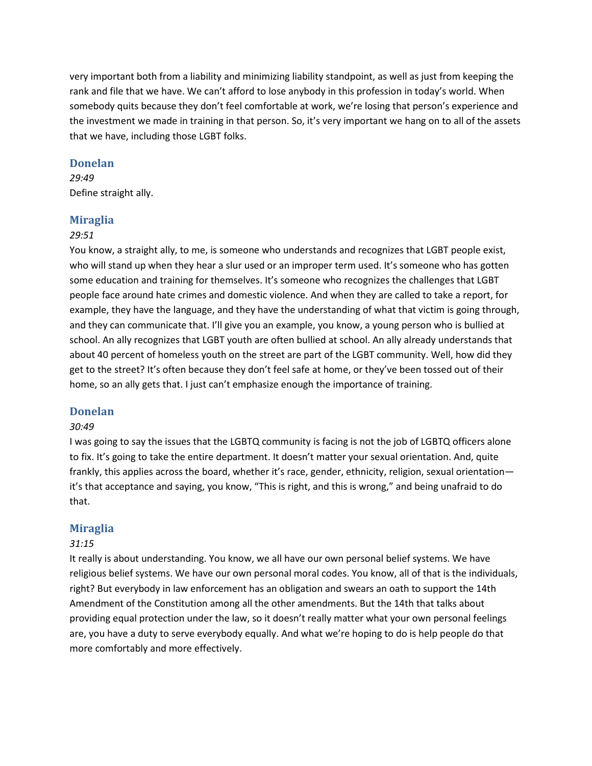very important both from a liability and minimizing liability standpoint, as well as just from keeping the rank and file that we have. We can't afford to lose anybody in this profession in today's world. When somebody quits because they don't feel comfortable at work, we're losing that person's experience and the investment we made in training in that person. So, it's very important we hang on to all of the assets that we have, including those LGBT folks.

### Donelan

*29:49*
Define straight ally.

### Miraglia

*29:51*
You know, a straight ally, to me, is someone who understands and recognizes that LGBT people exist, who will stand up when they hear a slur used or an improper term used. It's someone who has gotten some education and training for themselves. It's someone who recognizes the challenges that LGBT people face around hate crimes and domestic violence. And when they are called to take a report, for example, they have the language, and they have the understanding of what that victim is going through, and they can communicate that. I'll give you an example, you know, a young person who is bullied at school. An ally recognizes that LGBT youth are often bullied at school. An ally already understands that about 40 percent of homeless youth on the street are part of the LGBT community. Well, how did they get to the street? It's often because they don't feel safe at home, or they've been tossed out of their home, so an ally gets that. I just can't emphasize enough the importance of training.

### Donelan

*30:49*
I was going to say the issues that the LGBTQ community is facing is not the job of LGBTQ officers alone to fix. It's going to take the entire department. It doesn't matter your sexual orientation. And, quite frankly, this applies across the board, whether it's race, gender, ethnicity, religion, sexual orientation—it's that acceptance and saying, you know, "This is right, and this is wrong," and being unafraid to do that.

### Miraglia

*31:15*
It really is about understanding. You know, we all have our own personal belief systems. We have religious belief systems. We have our own personal moral codes. You know, all of that is the individuals, right? But everybody in law enforcement has an obligation and swears an oath to support the 14th Amendment of the Constitution among all the other amendments. But the 14th that talks about providing equal protection under the law, so it doesn't really matter what your own personal feelings are, you have a duty to serve everybody equally. And what we're hoping to do is help people do that more comfortably and more effectively.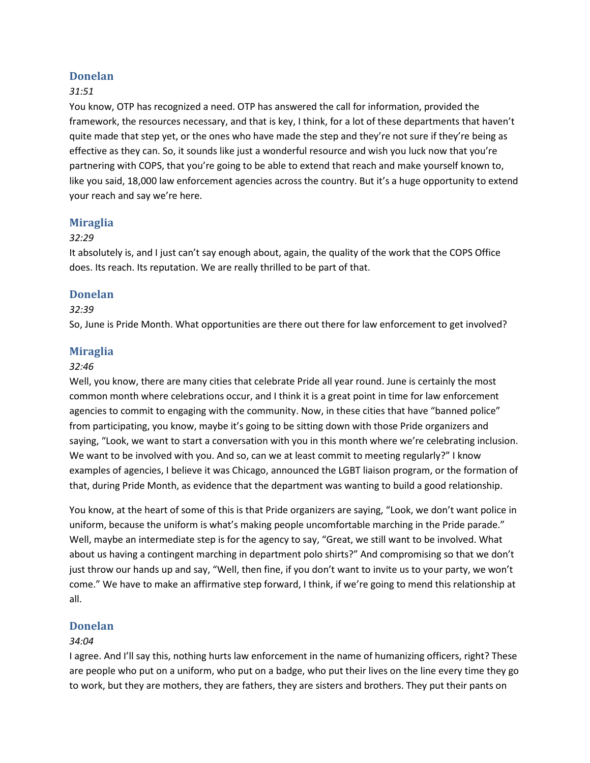## Donelan

*31:51*

You know, OTP has recognized a need. OTP has answered the call for information, provided the framework, the resources necessary, and that is key, I think, for a lot of these departments that haven't quite made that step yet, or the ones who have made the step and they're not sure if they're being as effective as they can. So, it sounds like just a wonderful resource and wish you luck now that you're partnering with COPS, that you're going to be able to extend that reach and make yourself known to, like you said, 18,000 law enforcement agencies across the country. But it's a huge opportunity to extend your reach and say we're here.

## Miraglia

*32:29*

It absolutely is, and I just can't say enough about, again, the quality of the work that the COPS Office does. Its reach. Its reputation. We are really thrilled to be part of that.

## Donelan

*32:39*

So, June is Pride Month. What opportunities are there out there for law enforcement to get involved?

## Miraglia

*32:46*

Well, you know, there are many cities that celebrate Pride all year round. June is certainly the most common month where celebrations occur, and I think it is a great point in time for law enforcement agencies to commit to engaging with the community. Now, in these cities that have "banned police" from participating, you know, maybe it's going to be sitting down with those Pride organizers and saying, "Look, we want to start a conversation with you in this month where we're celebrating inclusion. We want to be involved with you. And so, can we at least commit to meeting regularly?" I know examples of agencies, I believe it was Chicago, announced the LGBT liaison program, or the formation of that, during Pride Month, as evidence that the department was wanting to build a good relationship.

You know, at the heart of some of this is that Pride organizers are saying, "Look, we don't want police in uniform, because the uniform is what's making people uncomfortable marching in the Pride parade." Well, maybe an intermediate step is for the agency to say, "Great, we still want to be involved. What about us having a contingent marching in department polo shirts?" And compromising so that we don't just throw our hands up and say, "Well, then fine, if you don't want to invite us to your party, we won't come." We have to make an affirmative step forward, I think, if we're going to mend this relationship at all.

## Donelan

*34:04*

I agree. And I'll say this, nothing hurts law enforcement in the name of humanizing officers, right? These are people who put on a uniform, who put on a badge, who put their lives on the line every time they go to work, but they are mothers, they are fathers, they are sisters and brothers. They put their pants on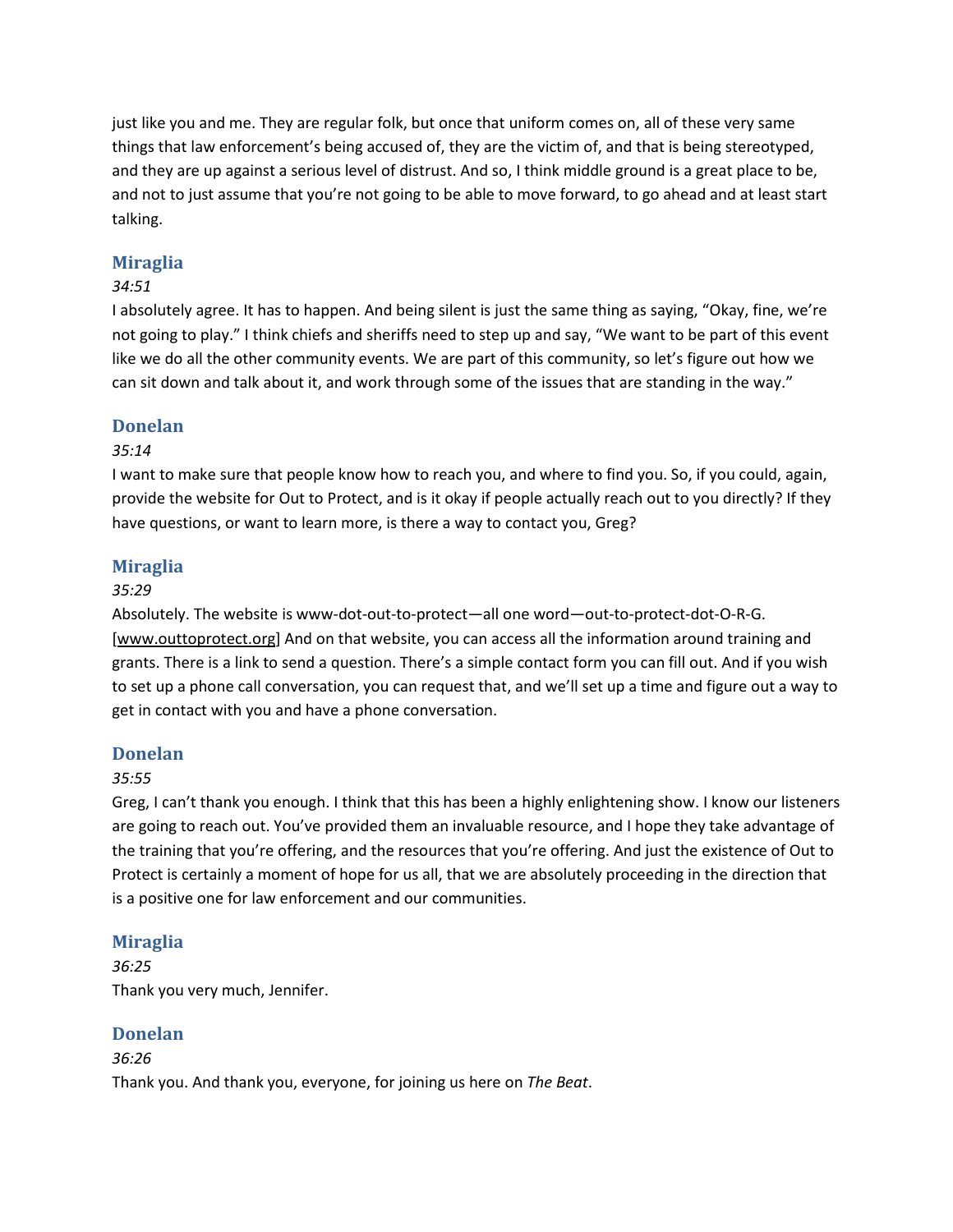just like you and me. They are regular folk, but once that uniform comes on, all of these very same things that law enforcement's being accused of, they are the victim of, and that is being stereotyped, and they are up against a serious level of distrust. And so, I think middle ground is a great place to be, and not to just assume that you're not going to be able to move forward, to go ahead and at least start talking.

### Miraglia

*34:51*

I absolutely agree. It has to happen. And being silent is just the same thing as saying, "Okay, fine, we're not going to play." I think chiefs and sheriffs need to step up and say, "We want to be part of this event like we do all the other community events. We are part of this community, so let's figure out how we can sit down and talk about it, and work through some of the issues that are standing in the way."

### Donelan

*35:14*

I want to make sure that people know how to reach you, and where to find you. So, if you could, again, provide the website for Out to Protect, and is it okay if people actually reach out to you directly? If they have questions, or want to learn more, is there a way to contact you, Greg?

### Miraglia

*35:29*

Absolutely. The website is www-dot-out-to-protect—all one word—out-to-protect-dot-O-R-G. [www.outtoprotect.org] And on that website, you can access all the information around training and grants. There is a link to send a question. There's a simple contact form you can fill out. And if you wish to set up a phone call conversation, you can request that, and we'll set up a time and figure out a way to get in contact with you and have a phone conversation.

### Donelan

*35:55*

Greg, I can't thank you enough. I think that this has been a highly enlightening show. I know our listeners are going to reach out. You've provided them an invaluable resource, and I hope they take advantage of the training that you're offering, and the resources that you're offering. And just the existence of Out to Protect is certainly a moment of hope for us all, that we are absolutely proceeding in the direction that is a positive one for law enforcement and our communities.

### Miraglia

*36:25*

Thank you very much, Jennifer.

### Donelan

*36:26*

Thank you. And thank you, everyone, for joining us here on *The Beat*.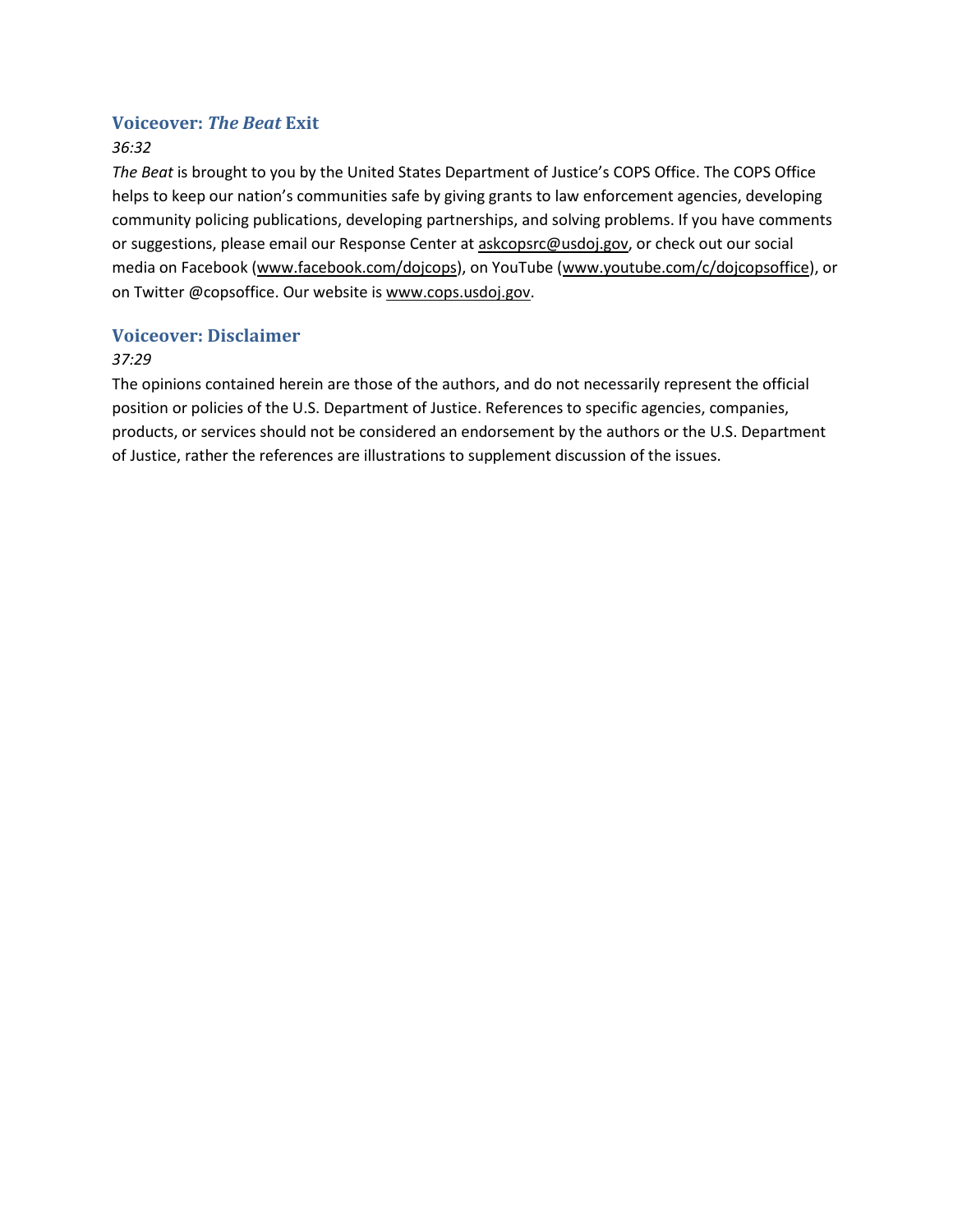## Voiceover: *The Beat* Exit

*36:32*

*The Beat* is brought to you by the United States Department of Justice's COPS Office. The COPS Office helps to keep our nation's communities safe by giving grants to law enforcement agencies, developing community policing publications, developing partnerships, and solving problems. If you have comments or suggestions, please email our Response Center at askcopsrc@usdoj.gov, or check out our social media on Facebook (www.facebook.com/dojcops), on YouTube (www.youtube.com/c/dojcopsoffice), or on Twitter @copsoffice. Our website is www.cops.usdoj.gov.

## Voiceover: Disclaimer

*37:29*

The opinions contained herein are those of the authors, and do not necessarily represent the official position or policies of the U.S. Department of Justice. References to specific agencies, companies, products, or services should not be considered an endorsement by the authors or the U.S. Department of Justice, rather the references are illustrations to supplement discussion of the issues.